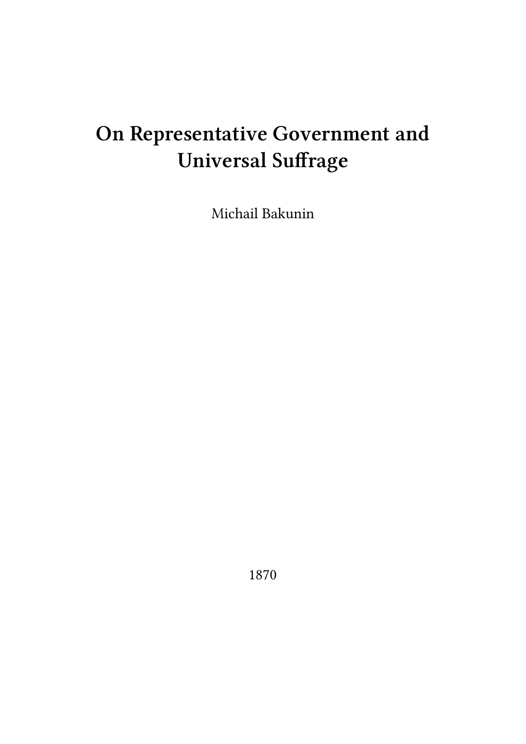# On Representative Government and Universal Suffrage

Michail Bakunin

1870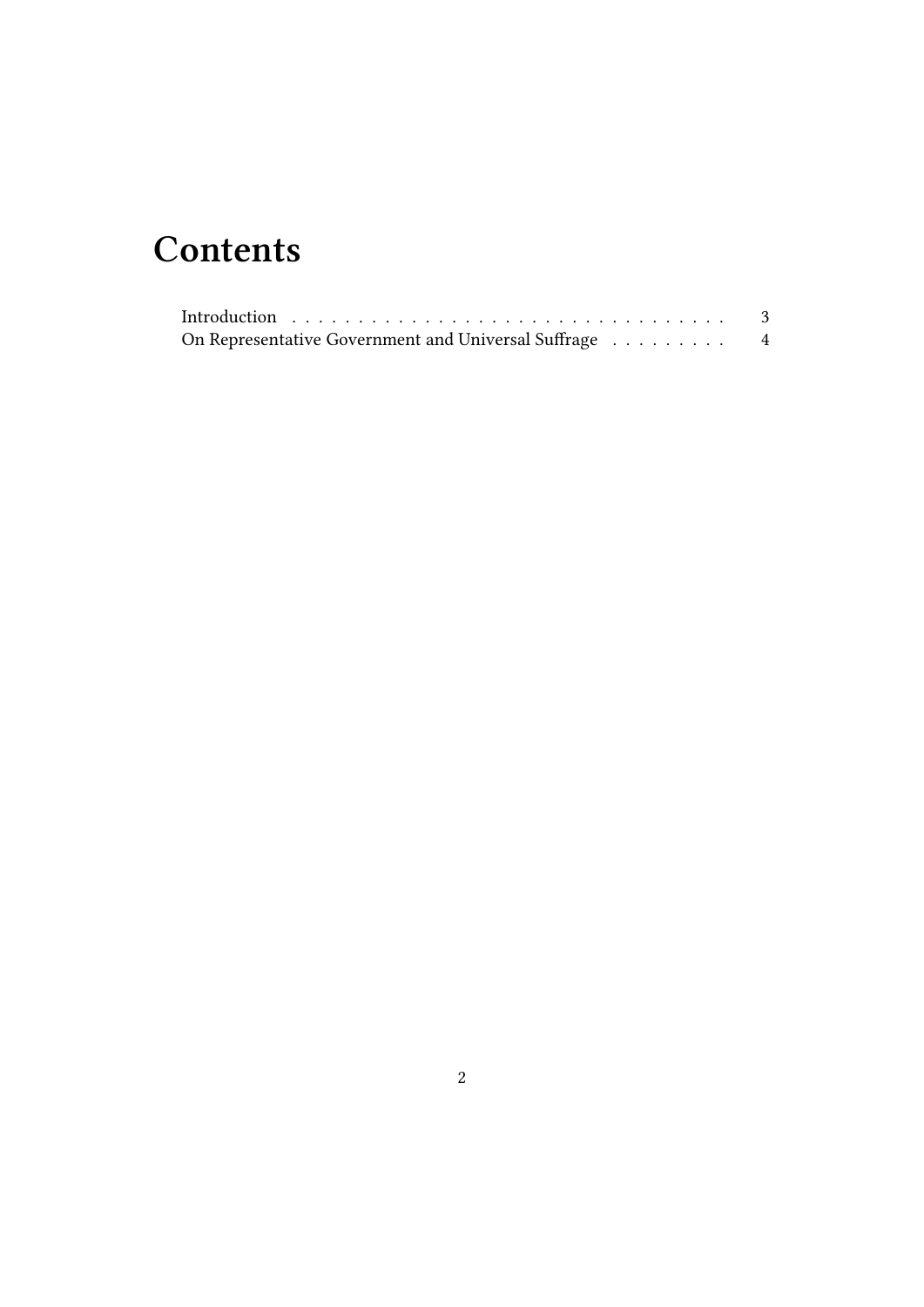# Contents

Introduction . . . . . . . . . . . . . . . . . . . . . . . . . . . . . . . . . . 3
On Representative Government and Universal Suffrage . . . . . . . . . 4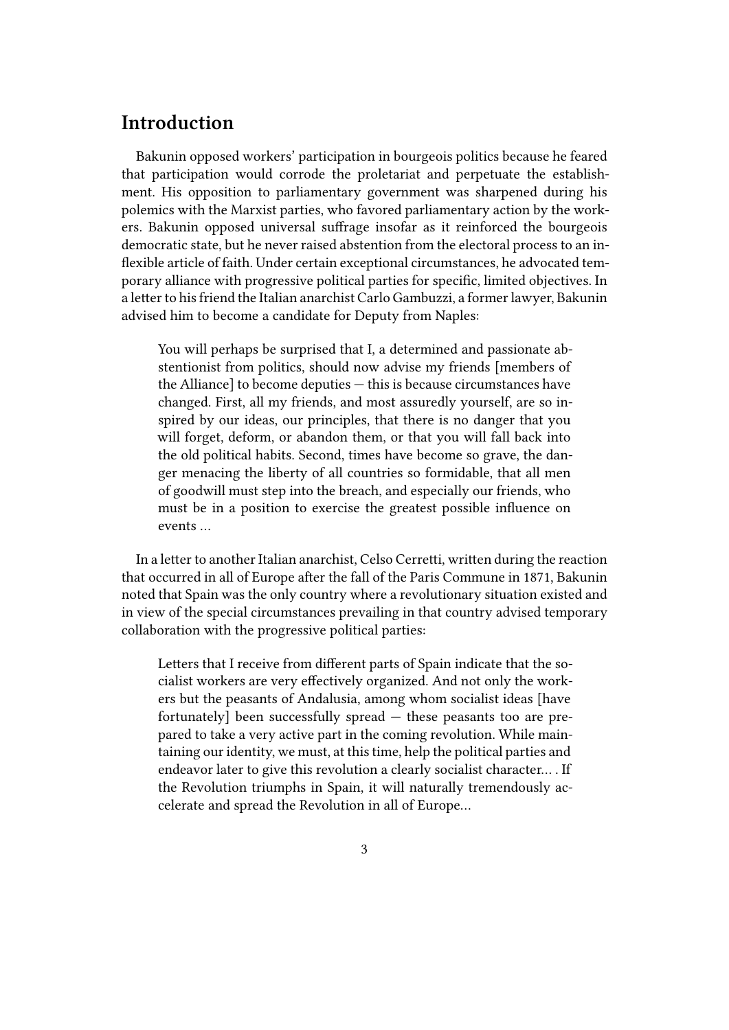## Introduction

Bakunin opposed workers' participation in bourgeois politics because he feared that participation would corrode the proletariat and perpetuate the establishment. His opposition to parliamentary government was sharpened during his polemics with the Marxist parties, who favored parliamentary action by the workers. Bakunin opposed universal suffrage insofar as it reinforced the bourgeois democratic state, but he never raised abstention from the electoral process to an inflexible article of faith. Under certain exceptional circumstances, he advocated temporary alliance with progressive political parties for specific, limited objectives. In a letter to his friend the Italian anarchist Carlo Gambuzzi, a former lawyer, Bakunin advised him to become a candidate for Deputy from Naples:

> You will perhaps be surprised that I, a determined and passionate abstentionist from politics, should now advise my friends [members of the Alliance] to become deputies — this is because circumstances have changed. First, all my friends, and most assuredly yourself, are so inspired by our ideas, our principles, that there is no danger that you will forget, deform, or abandon them, or that you will fall back into the old political habits. Second, times have become so grave, the danger menacing the liberty of all countries so formidable, that all men of goodwill must step into the breach, and especially our friends, who must be in a position to exercise the greatest possible influence on events …

In a letter to another Italian anarchist, Celso Cerretti, written during the reaction that occurred in all of Europe after the fall of the Paris Commune in 1871, Bakunin noted that Spain was the only country where a revolutionary situation existed and in view of the special circumstances prevailing in that country advised temporary collaboration with the progressive political parties:

> Letters that I receive from different parts of Spain indicate that the socialist workers are very effectively organized. And not only the workers but the peasants of Andalusia, among whom socialist ideas [have fortunately] been successfully spread — these peasants too are prepared to take a very active part in the coming revolution. While maintaining our identity, we must, at this time, help the political parties and endeavor later to give this revolution a clearly socialist character… . If the Revolution triumphs in Spain, it will naturally tremendously accelerate and spread the Revolution in all of Europe…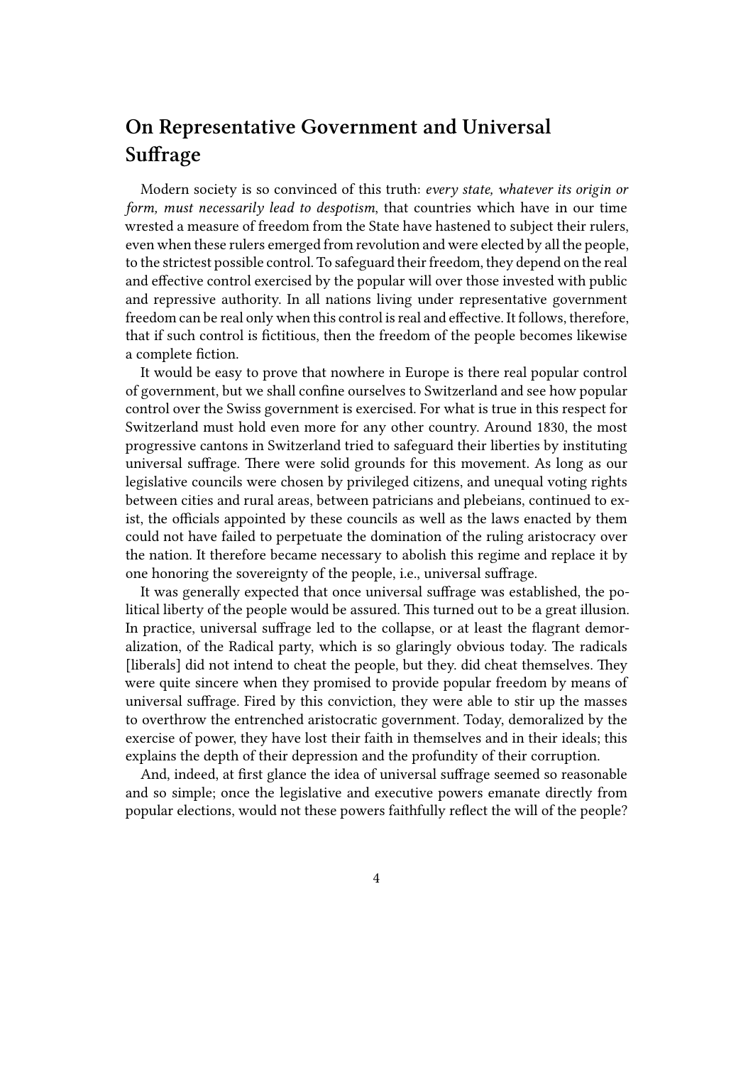## On Representative Government and Universal Suffrage

Modern society is so convinced of this truth: *every state, whatever its origin or form, must necessarily lead to despotism*, that countries which have in our time wrested a measure of freedom from the State have hastened to subject their rulers, even when these rulers emerged from revolution and were elected by all the people, to the strictest possible control. To safeguard their freedom, they depend on the real and effective control exercised by the popular will over those invested with public and repressive authority. In all nations living under representative government freedom can be real only when this control is real and effective. It follows, therefore, that if such control is fictitious, then the freedom of the people becomes likewise a complete fiction.

It would be easy to prove that nowhere in Europe is there real popular control of government, but we shall confine ourselves to Switzerland and see how popular control over the Swiss government is exercised. For what is true in this respect for Switzerland must hold even more for any other country. Around 1830, the most progressive cantons in Switzerland tried to safeguard their liberties by instituting universal suffrage. There were solid grounds for this movement. As long as our legislative councils were chosen by privileged citizens, and unequal voting rights between cities and rural areas, between patricians and plebeians, continued to exist, the officials appointed by these councils as well as the laws enacted by them could not have failed to perpetuate the domination of the ruling aristocracy over the nation. It therefore became necessary to abolish this regime and replace it by one honoring the sovereignty of the people, i.e., universal suffrage.

It was generally expected that once universal suffrage was established, the political liberty of the people would be assured. This turned out to be a great illusion. In practice, universal suffrage led to the collapse, or at least the flagrant demoralization, of the Radical party, which is so glaringly obvious today. The radicals [liberals] did not intend to cheat the people, but they. did cheat themselves. They were quite sincere when they promised to provide popular freedom by means of universal suffrage. Fired by this conviction, they were able to stir up the masses to overthrow the entrenched aristocratic government. Today, demoralized by the exercise of power, they have lost their faith in themselves and in their ideals; this explains the depth of their depression and the profundity of their corruption.

And, indeed, at first glance the idea of universal suffrage seemed so reasonable and so simple; once the legislative and executive powers emanate directly from popular elections, would not these powers faithfully reflect the will of the people?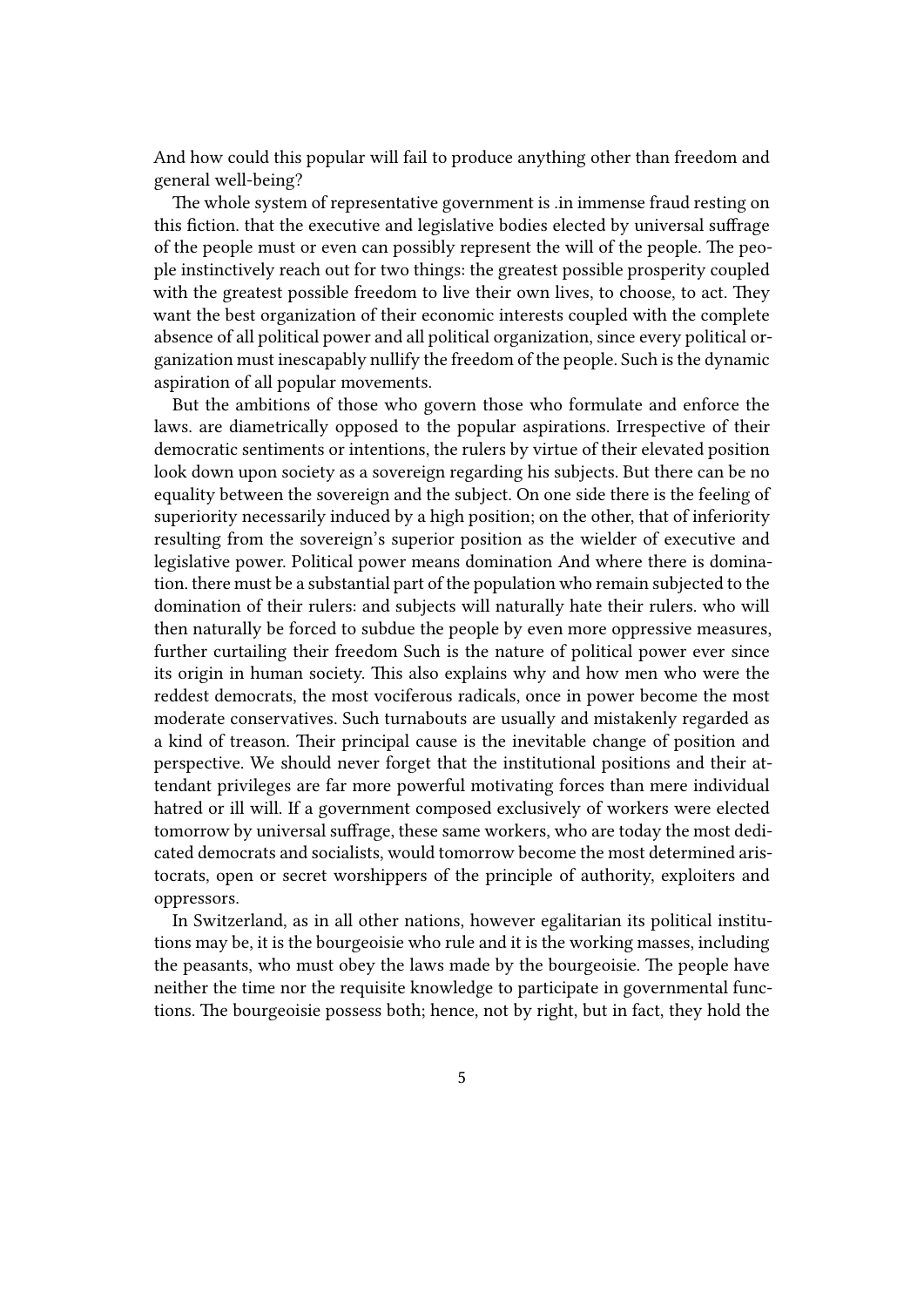And how could this popular will fail to produce anything other than freedom and general well-being?

The whole system of representative government is .in immense fraud resting on this fiction. that the executive and legislative bodies elected by universal suffrage of the people must or even can possibly represent the will of the people. The people instinctively reach out for two things: the greatest possible prosperity coupled with the greatest possible freedom to live their own lives, to choose, to act. They want the best organization of their economic interests coupled with the complete absence of all political power and all political organization, since every political organization must inescapably nullify the freedom of the people. Such is the dynamic aspiration of all popular movements.

But the ambitions of those who govern those who formulate and enforce the laws. are diametrically opposed to the popular aspirations. Irrespective of their democratic sentiments or intentions, the rulers by virtue of their elevated position look down upon society as a sovereign regarding his subjects. But there can be no equality between the sovereign and the subject. On one side there is the feeling of superiority necessarily induced by a high position; on the other, that of inferiority resulting from the sovereign's superior position as the wielder of executive and legislative power. Political power means domination And where there is domination. there must be a substantial part of the population who remain subjected to the domination of their rulers: and subjects will naturally hate their rulers. who will then naturally be forced to subdue the people by even more oppressive measures, further curtailing their freedom Such is the nature of political power ever since its origin in human society. This also explains why and how men who were the reddest democrats, the most vociferous radicals, once in power become the most moderate conservatives. Such turnabouts are usually and mistakenly regarded as a kind of treason. Their principal cause is the inevitable change of position and perspective. We should never forget that the institutional positions and their attendant privileges are far more powerful motivating forces than mere individual hatred or ill will. If a government composed exclusively of workers were elected tomorrow by universal suffrage, these same workers, who are today the most dedicated democrats and socialists, would tomorrow become the most determined aristocrats, open or secret worshippers of the principle of authority, exploiters and oppressors.

In Switzerland, as in all other nations, however egalitarian its political institutions may be, it is the bourgeoisie who rule and it is the working masses, including the peasants, who must obey the laws made by the bourgeoisie. The people have neither the time nor the requisite knowledge to participate in governmental functions. The bourgeoisie possess both; hence, not by right, but in fact, they hold the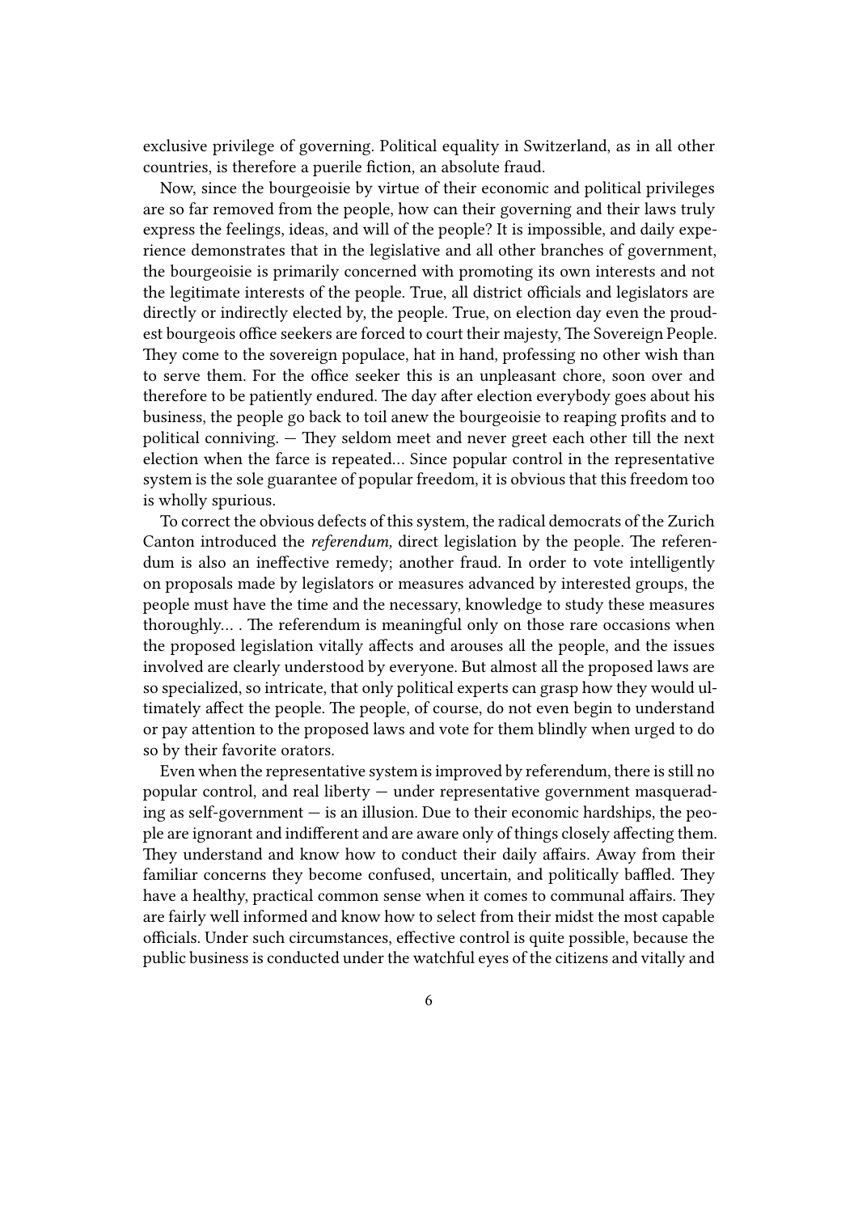exclusive privilege of governing. Political equality in Switzerland, as in all other countries, is therefore a puerile fiction, an absolute fraud.

Now, since the bourgeoisie by virtue of their economic and political privileges are so far removed from the people, how can their governing and their laws truly express the feelings, ideas, and will of the people? It is impossible, and daily experience demonstrates that in the legislative and all other branches of government, the bourgeoisie is primarily concerned with promoting its own interests and not the legitimate interests of the people. True, all district officials and legislators are directly or indirectly elected by, the people. True, on election day even the proudest bourgeois office seekers are forced to court their majesty, The Sovereign People. They come to the sovereign populace, hat in hand, professing no other wish than to serve them. For the office seeker this is an unpleasant chore, soon over and therefore to be patiently endured. The day after election everybody goes about his business, the people go back to toil anew the bourgeoisie to reaping profits and to political conniving. — They seldom meet and never greet each other till the next election when the farce is repeated… Since popular control in the representative system is the sole guarantee of popular freedom, it is obvious that this freedom too is wholly spurious.

To correct the obvious defects of this system, the radical democrats of the Zurich Canton introduced the *referendum,* direct legislation by the people. The referendum is also an ineffective remedy; another fraud. In order to vote intelligently on proposals made by legislators or measures advanced by interested groups, the people must have the time and the necessary, knowledge to study these measures thoroughly… . The referendum is meaningful only on those rare occasions when the proposed legislation vitally affects and arouses all the people, and the issues involved are clearly understood by everyone. But almost all the proposed laws are so specialized, so intricate, that only political experts can grasp how they would ultimately affect the people. The people, of course, do not even begin to understand or pay attention to the proposed laws and vote for them blindly when urged to do so by their favorite orators.

Even when the representative system is improved by referendum, there is still no popular control, and real liberty — under representative government masquerading as self-government — is an illusion. Due to their economic hardships, the people are ignorant and indifferent and are aware only of things closely affecting them. They understand and know how to conduct their daily affairs. Away from their familiar concerns they become confused, uncertain, and politically baffled. They have a healthy, practical common sense when it comes to communal affairs. They are fairly well informed and know how to select from their midst the most capable officials. Under such circumstances, effective control is quite possible, because the public business is conducted under the watchful eyes of the citizens and vitally and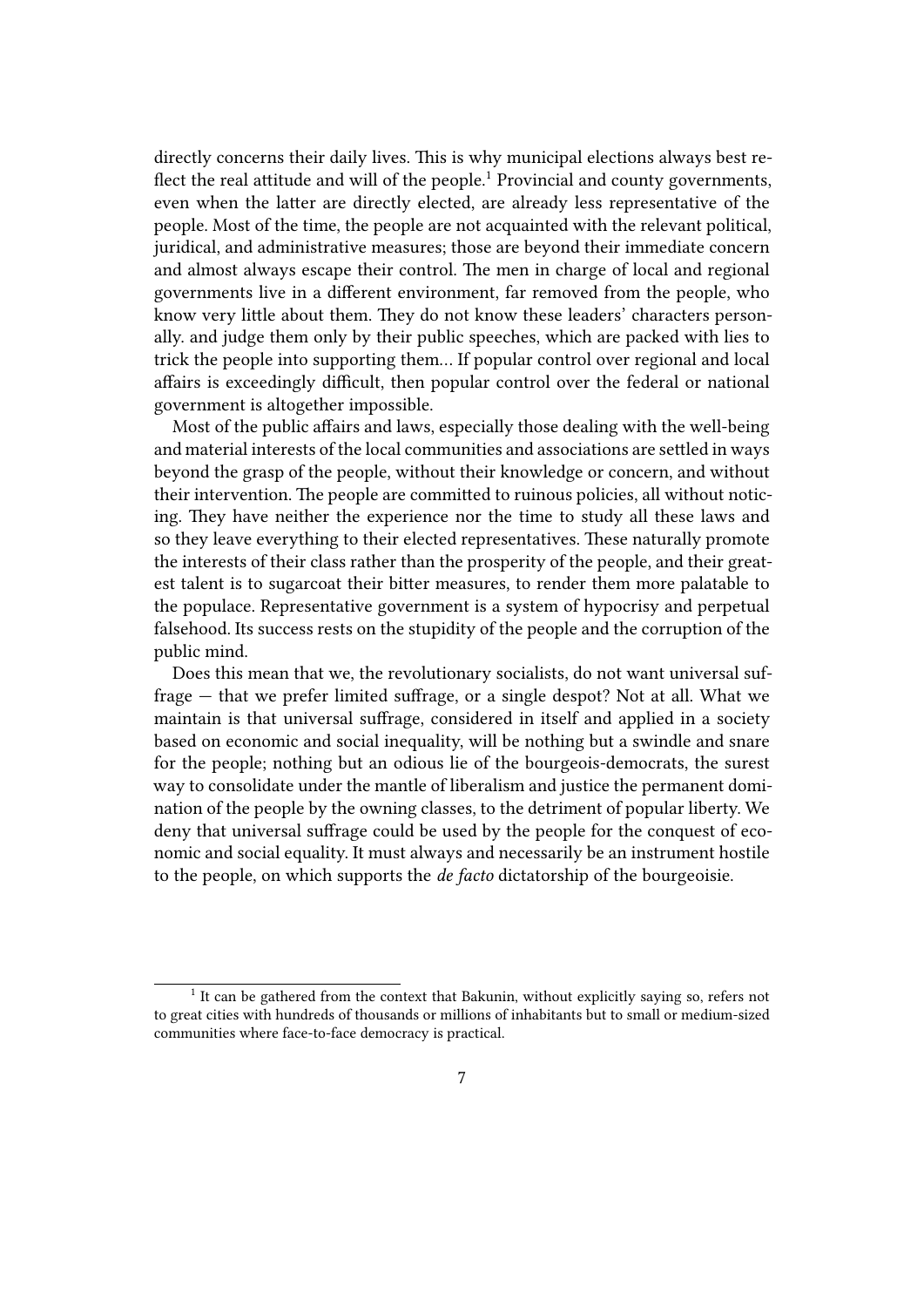directly concerns their daily lives. This is why municipal elections always best reflect the real attitude and will of the people.[1] Provincial and county governments, even when the latter are directly elected, are already less representative of the people. Most of the time, the people are not acquainted with the relevant political, juridical, and administrative measures; those are beyond their immediate concern and almost always escape their control. The men in charge of local and regional governments live in a different environment, far removed from the people, who know very little about them. They do not know these leaders' characters personally. and judge them only by their public speeches, which are packed with lies to trick the people into supporting them… If popular control over regional and local affairs is exceedingly difficult, then popular control over the federal or national government is altogether impossible.

Most of the public affairs and laws, especially those dealing with the well-being and material interests of the local communities and associations are settled in ways beyond the grasp of the people, without their knowledge or concern, and without their intervention. The people are committed to ruinous policies, all without noticing. They have neither the experience nor the time to study all these laws and so they leave everything to their elected representatives. These naturally promote the interests of their class rather than the prosperity of the people, and their greatest talent is to sugarcoat their bitter measures, to render them more palatable to the populace. Representative government is a system of hypocrisy and perpetual falsehood. Its success rests on the stupidity of the people and the corruption of the public mind.

Does this mean that we, the revolutionary socialists, do not want universal suffrage — that we prefer limited suffrage, or a single despot? Not at all. What we maintain is that universal suffrage, considered in itself and applied in a society based on economic and social inequality, will be nothing but a swindle and snare for the people; nothing but an odious lie of the bourgeois-democrats, the surest way to consolidate under the mantle of liberalism and justice the permanent domination of the people by the owning classes, to the detriment of popular liberty. We deny that universal suffrage could be used by the people for the conquest of economic and social equality. It must always and necessarily be an instrument hostile to the people, on which supports the *de facto* dictatorship of the bourgeoisie.

[1] It can be gathered from the context that Bakunin, without explicitly saying so, refers not to great cities with hundreds of thousands or millions of inhabitants but to small or medium-sized communities where face-to-face democracy is practical.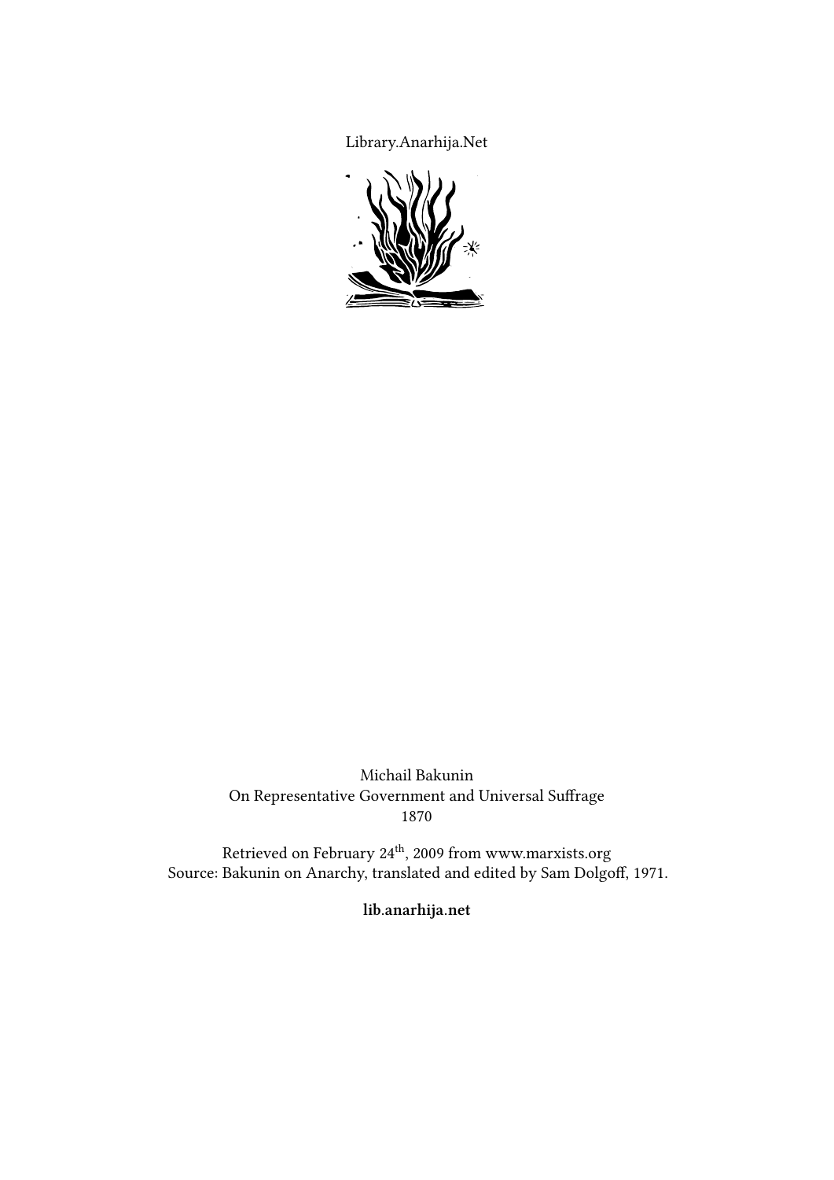Library.Anarhija.Net

Michail Bakunin
On Representative Government and Universal Suffrage
1870

Retrieved on February 24th, 2009 from www.marxists.org
Source: Bakunin on Anarchy, translated and edited by Sam Dolgoff, 1971.

**lib.anarhija.net**